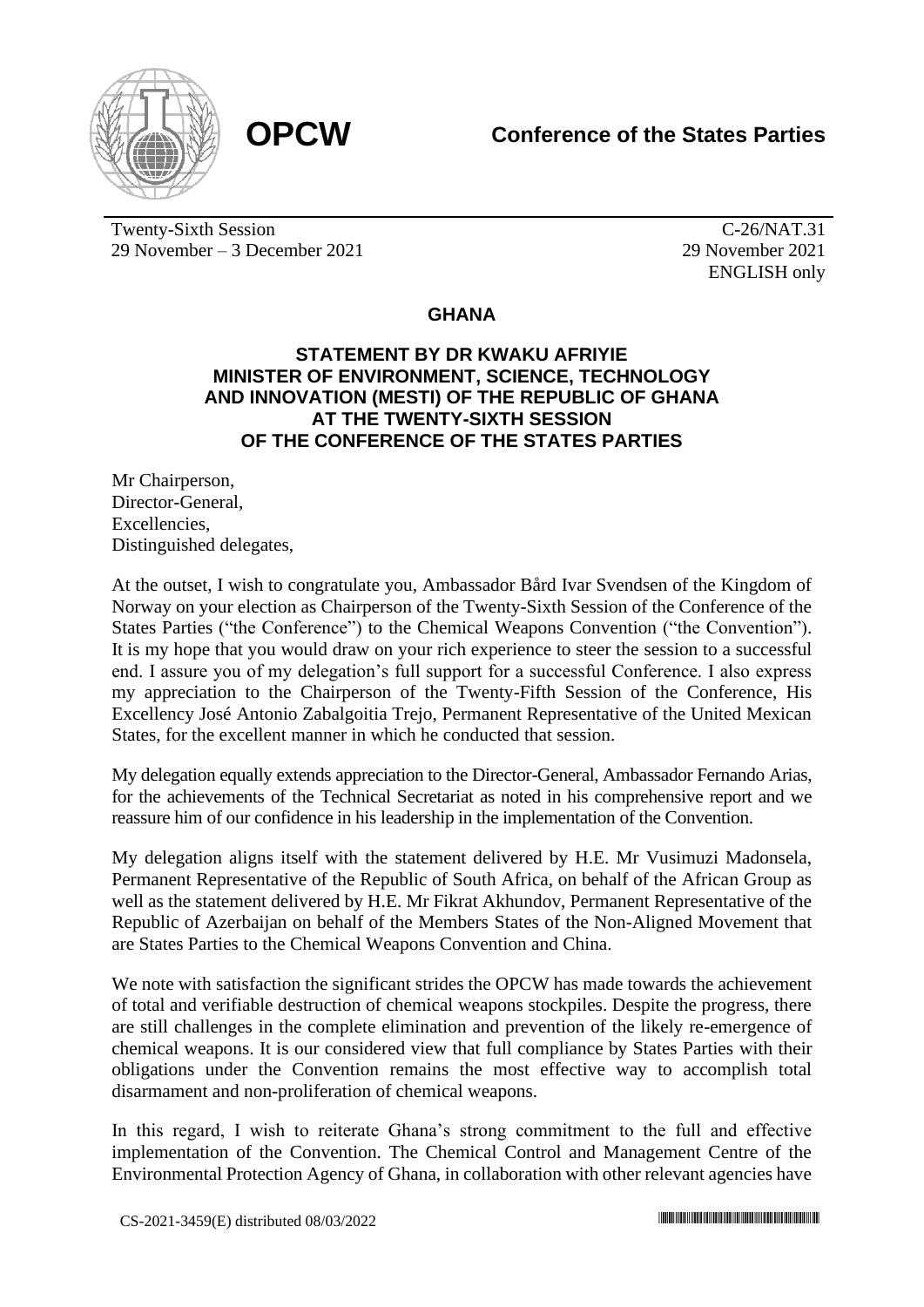**OPCW**

**Conference of the States Parties**

Twenty-Sixth Session
29 November – 3 December 2021

C-26/NAT.31
29 November 2021
ENGLISH only

## GHANA

### STATEMENT BY DR KWAKU AFRIYIE MINISTER OF ENVIRONMENT, SCIENCE, TECHNOLOGY AND INNOVATION (MESTI) OF THE REPUBLIC OF GHANA AT THE TWENTY-SIXTH SESSION OF THE CONFERENCE OF THE STATES PARTIES

Mr Chairperson,
Director-General,
Excellencies,
Distinguished delegates,

At the outset, I wish to congratulate you, Ambassador Bård Ivar Svendsen of the Kingdom of Norway on your election as Chairperson of the Twenty-Sixth Session of the Conference of the States Parties ("the Conference") to the Chemical Weapons Convention ("the Convention"). It is my hope that you would draw on your rich experience to steer the session to a successful end. I assure you of my delegation's full support for a successful Conference. I also express my appreciation to the Chairperson of the Twenty-Fifth Session of the Conference, His Excellency José Antonio Zabalgoitia Trejo, Permanent Representative of the United Mexican States, for the excellent manner in which he conducted that session.

My delegation equally extends appreciation to the Director-General, Ambassador Fernando Arias, for the achievements of the Technical Secretariat as noted in his comprehensive report and we reassure him of our confidence in his leadership in the implementation of the Convention.

My delegation aligns itself with the statement delivered by H.E. Mr Vusimuzi Madonsela, Permanent Representative of the Republic of South Africa, on behalf of the African Group as well as the statement delivered by H.E. Mr Fikrat Akhundov, Permanent Representative of the Republic of Azerbaijan on behalf of the Members States of the Non-Aligned Movement that are States Parties to the Chemical Weapons Convention and China.

We note with satisfaction the significant strides the OPCW has made towards the achievement of total and verifiable destruction of chemical weapons stockpiles. Despite the progress, there are still challenges in the complete elimination and prevention of the likely re-emergence of chemical weapons. It is our considered view that full compliance by States Parties with their obligations under the Convention remains the most effective way to accomplish total disarmament and non-proliferation of chemical weapons.

In this regard, I wish to reiterate Ghana's strong commitment to the full and effective implementation of the Convention. The Chemical Control and Management Centre of the Environmental Protection Agency of Ghana, in collaboration with other relevant agencies have

CS-2021-3459(E) distributed 08/03/2022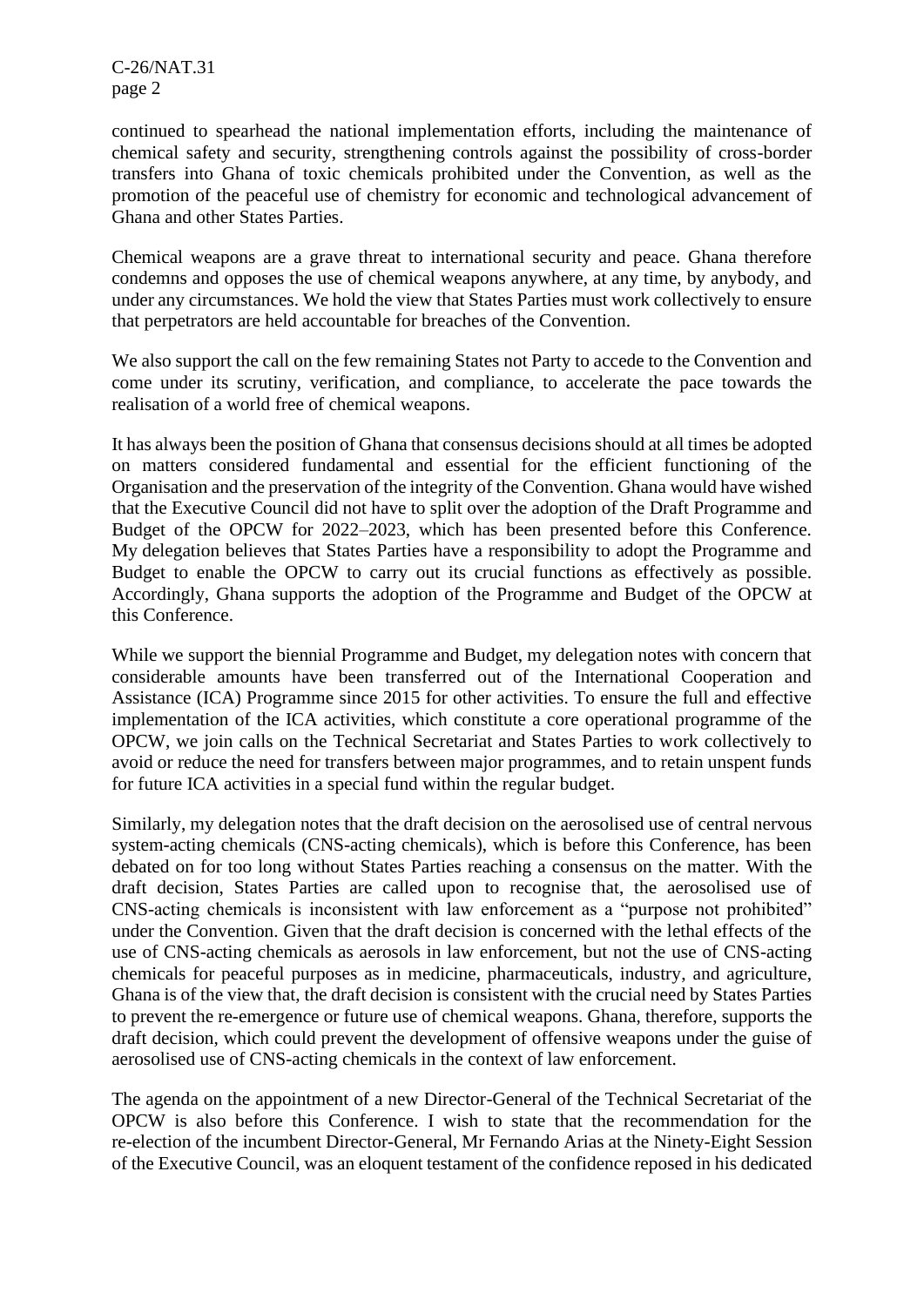continued to spearhead the national implementation efforts, including the maintenance of chemical safety and security, strengthening controls against the possibility of cross-border transfers into Ghana of toxic chemicals prohibited under the Convention, as well as the promotion of the peaceful use of chemistry for economic and technological advancement of Ghana and other States Parties.

Chemical weapons are a grave threat to international security and peace. Ghana therefore condemns and opposes the use of chemical weapons anywhere, at any time, by anybody, and under any circumstances. We hold the view that States Parties must work collectively to ensure that perpetrators are held accountable for breaches of the Convention.

We also support the call on the few remaining States not Party to accede to the Convention and come under its scrutiny, verification, and compliance, to accelerate the pace towards the realisation of a world free of chemical weapons.

It has always been the position of Ghana that consensus decisions should at all times be adopted on matters considered fundamental and essential for the efficient functioning of the Organisation and the preservation of the integrity of the Convention. Ghana would have wished that the Executive Council did not have to split over the adoption of the Draft Programme and Budget of the OPCW for 2022–2023, which has been presented before this Conference. My delegation believes that States Parties have a responsibility to adopt the Programme and Budget to enable the OPCW to carry out its crucial functions as effectively as possible. Accordingly, Ghana supports the adoption of the Programme and Budget of the OPCW at this Conference.

While we support the biennial Programme and Budget, my delegation notes with concern that considerable amounts have been transferred out of the International Cooperation and Assistance (ICA) Programme since 2015 for other activities. To ensure the full and effective implementation of the ICA activities, which constitute a core operational programme of the OPCW, we join calls on the Technical Secretariat and States Parties to work collectively to avoid or reduce the need for transfers between major programmes, and to retain unspent funds for future ICA activities in a special fund within the regular budget.

Similarly, my delegation notes that the draft decision on the aerosolised use of central nervous system-acting chemicals (CNS-acting chemicals), which is before this Conference, has been debated on for too long without States Parties reaching a consensus on the matter. With the draft decision, States Parties are called upon to recognise that, the aerosolised use of CNS-acting chemicals is inconsistent with law enforcement as a "purpose not prohibited" under the Convention. Given that the draft decision is concerned with the lethal effects of the use of CNS-acting chemicals as aerosols in law enforcement, but not the use of CNS-acting chemicals for peaceful purposes as in medicine, pharmaceuticals, industry, and agriculture, Ghana is of the view that, the draft decision is consistent with the crucial need by States Parties to prevent the re-emergence or future use of chemical weapons. Ghana, therefore, supports the draft decision, which could prevent the development of offensive weapons under the guise of aerosolised use of CNS-acting chemicals in the context of law enforcement.

The agenda on the appointment of a new Director-General of the Technical Secretariat of the OPCW is also before this Conference. I wish to state that the recommendation for the re-election of the incumbent Director-General, Mr Fernando Arias at the Ninety-Eight Session of the Executive Council, was an eloquent testament of the confidence reposed in his dedicated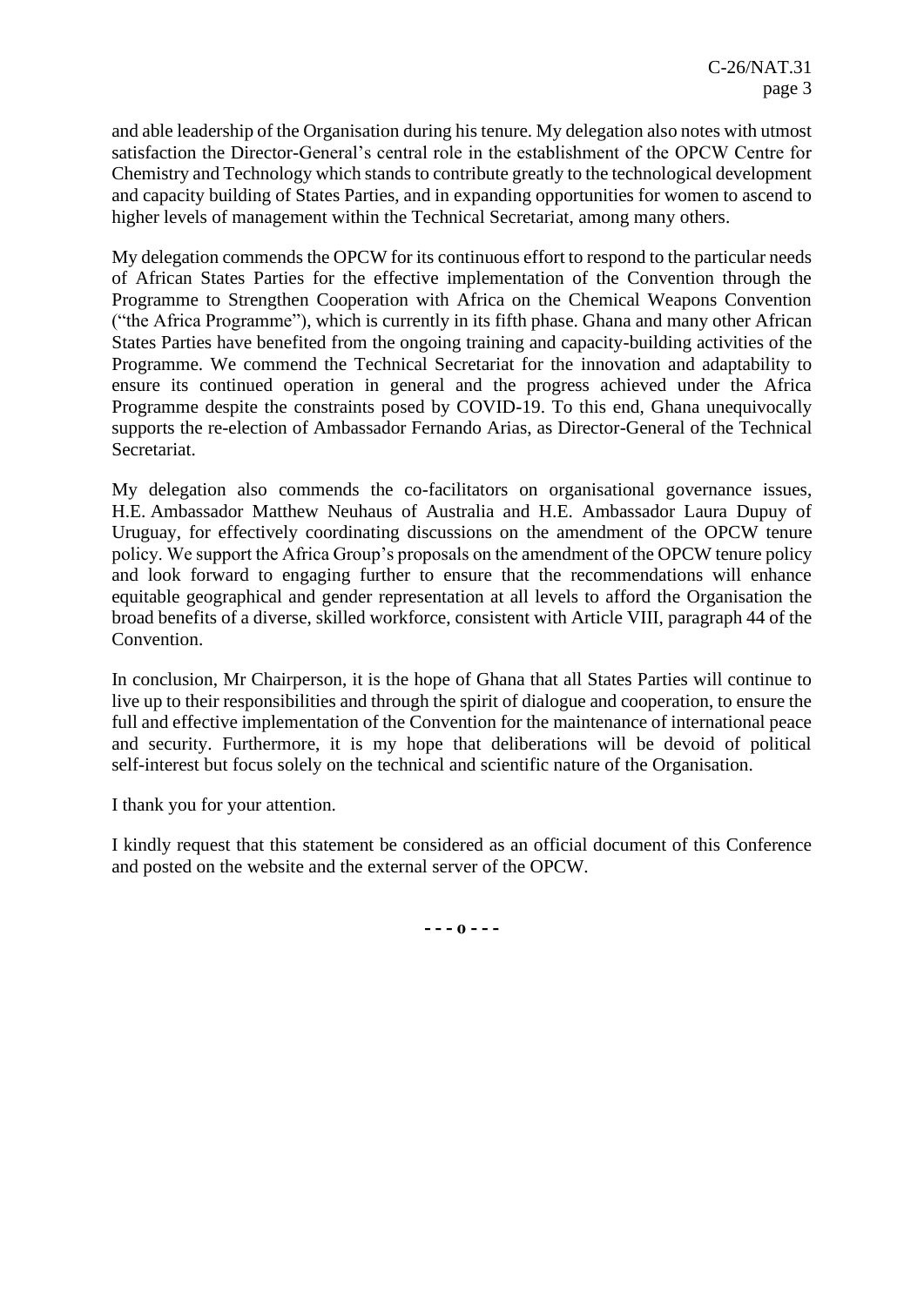and able leadership of the Organisation during his tenure. My delegation also notes with utmost satisfaction the Director-General's central role in the establishment of the OPCW Centre for Chemistry and Technology which stands to contribute greatly to the technological development and capacity building of States Parties, and in expanding opportunities for women to ascend to higher levels of management within the Technical Secretariat, among many others.

My delegation commends the OPCW for its continuous effort to respond to the particular needs of African States Parties for the effective implementation of the Convention through the Programme to Strengthen Cooperation with Africa on the Chemical Weapons Convention ("the Africa Programme"), which is currently in its fifth phase. Ghana and many other African States Parties have benefited from the ongoing training and capacity-building activities of the Programme. We commend the Technical Secretariat for the innovation and adaptability to ensure its continued operation in general and the progress achieved under the Africa Programme despite the constraints posed by COVID-19. To this end, Ghana unequivocally supports the re-election of Ambassador Fernando Arias, as Director-General of the Technical Secretariat.

My delegation also commends the co-facilitators on organisational governance issues, H.E. Ambassador Matthew Neuhaus of Australia and H.E. Ambassador Laura Dupuy of Uruguay, for effectively coordinating discussions on the amendment of the OPCW tenure policy. We support the Africa Group's proposals on the amendment of the OPCW tenure policy and look forward to engaging further to ensure that the recommendations will enhance equitable geographical and gender representation at all levels to afford the Organisation the broad benefits of a diverse, skilled workforce, consistent with Article VIII, paragraph 44 of the Convention.

In conclusion, Mr Chairperson, it is the hope of Ghana that all States Parties will continue to live up to their responsibilities and through the spirit of dialogue and cooperation, to ensure the full and effective implementation of the Convention for the maintenance of international peace and security. Furthermore, it is my hope that deliberations will be devoid of political self-interest but focus solely on the technical and scientific nature of the Organisation.

I thank you for your attention.

I kindly request that this statement be considered as an official document of this Conference and posted on the website and the external server of the OPCW.

**- - - o - - -**